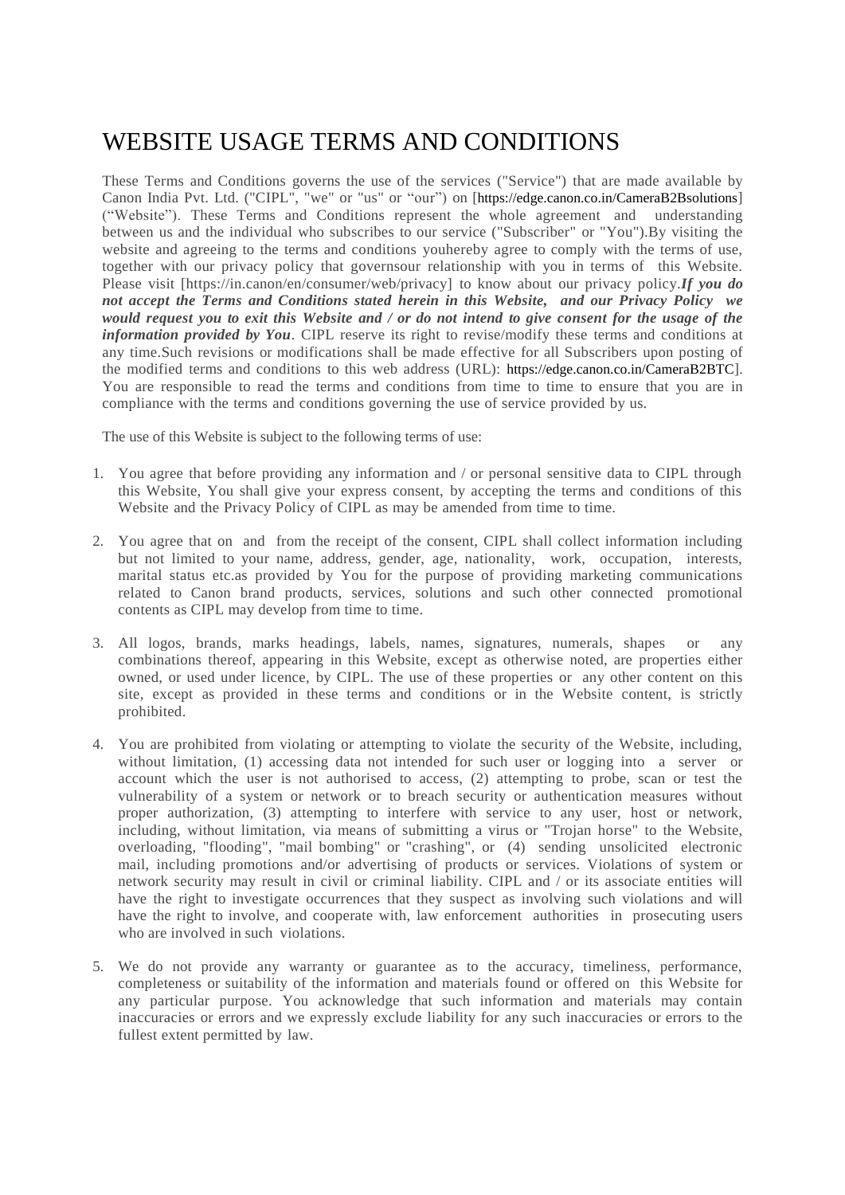# WEBSITE USAGE TERMS AND CONDITIONS

These Terms and Conditions governs the use of the services ("Service") that are made available by Canon India Pvt. Ltd. ("CIPL", "we" or "us" or "our") on [https://edge.canon.co.in/CameraB2Bsolutions] ("Website"). These Terms and Conditions represent the whole agreement and understanding between us and the individual who subscribes to our service ("Subscriber" or "You").By visiting the website and agreeing to the terms and conditions youhereby agree to comply with the terms of use, together with our privacy policy that governsour relationship with you in terms of this Website. Please visit [https://in.canon/en/consumer/web/privacy] to know about our privacy policy.***If you do not accept the Terms and Conditions stated herein in this Website, and our Privacy Policy we would request you to exit this Website and / or do not intend to give consent for the usage of the information provided by You***. CIPL reserve its right to revise/modify these terms and conditions at any time.Such revisions or modifications shall be made effective for all Subscribers upon posting of the modified terms and conditions to this web address (URL): https://edge.canon.co.in/CameraB2BTC]. You are responsible to read the terms and conditions from time to time to ensure that you are in compliance with the terms and conditions governing the use of service provided by us.

The use of this Website is subject to the following terms of use:

1. You agree that before providing any information and / or personal sensitive data to CIPL through this Website, You shall give your express consent, by accepting the terms and conditions of this Website and the Privacy Policy of CIPL as may be amended from time to time.

2. You agree that on and from the receipt of the consent, CIPL shall collect information including but not limited to your name, address, gender, age, nationality, work, occupation, interests, marital status etc.as provided by You for the purpose of providing marketing communications related to Canon brand products, services, solutions and such other connected promotional contents as CIPL may develop from time to time.

3. All logos, brands, marks headings, labels, names, signatures, numerals, shapes or any combinations thereof, appearing in this Website, except as otherwise noted, are properties either owned, or used under licence, by CIPL. The use of these properties or any other content on this site, except as provided in these terms and conditions or in the Website content, is strictly prohibited.

4. You are prohibited from violating or attempting to violate the security of the Website, including, without limitation, (1) accessing data not intended for such user or logging into a server or account which the user is not authorised to access, (2) attempting to probe, scan or test the vulnerability of a system or network or to breach security or authentication measures without proper authorization, (3) attempting to interfere with service to any user, host or network, including, without limitation, via means of submitting a virus or "Trojan horse" to the Website, overloading, "flooding", "mail bombing" or "crashing", or (4) sending unsolicited electronic mail, including promotions and/or advertising of products or services. Violations of system or network security may result in civil or criminal liability. CIPL and / or its associate entities will have the right to investigate occurrences that they suspect as involving such violations and will have the right to involve, and cooperate with, law enforcement authorities in prosecuting users who are involved in such violations.

5. We do not provide any warranty or guarantee as to the accuracy, timeliness, performance, completeness or suitability of the information and materials found or offered on this Website for any particular purpose. You acknowledge that such information and materials may contain inaccuracies or errors and we expressly exclude liability for any such inaccuracies or errors to the fullest extent permitted by law.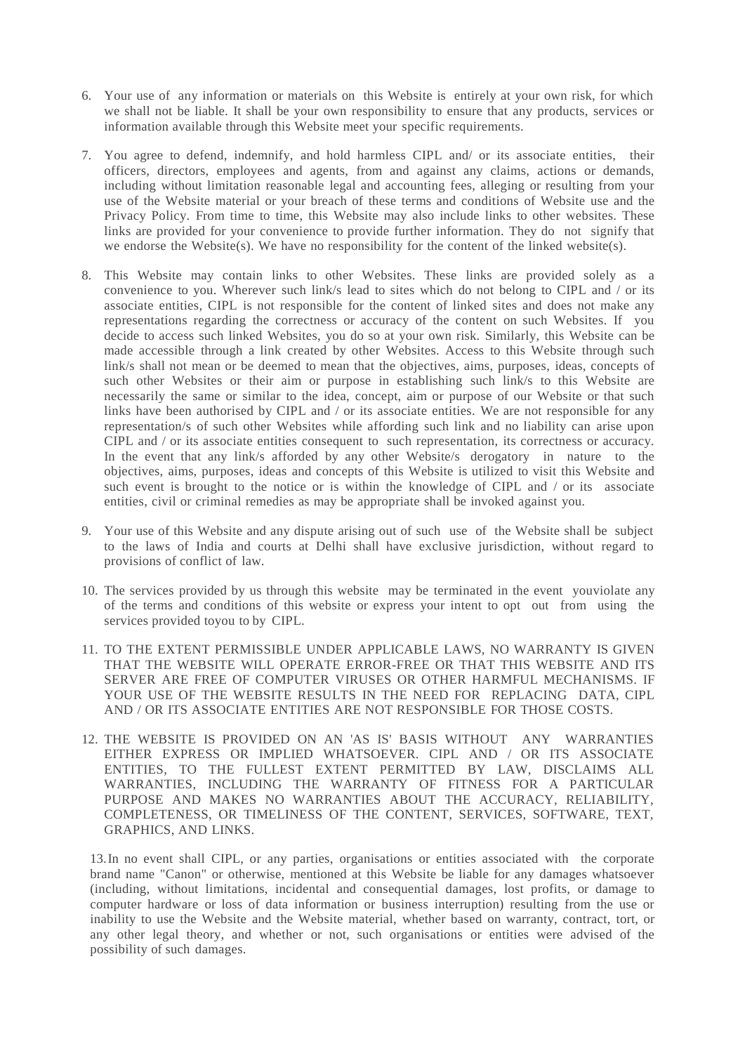6. Your use of any information or materials on this Website is entirely at your own risk, for which we shall not be liable. It shall be your own responsibility to ensure that any products, services or information available through this Website meet your specific requirements.

7. You agree to defend, indemnify, and hold harmless CIPL and/ or its associate entities, their officers, directors, employees and agents, from and against any claims, actions or demands, including without limitation reasonable legal and accounting fees, alleging or resulting from your use of the Website material or your breach of these terms and conditions of Website use and the Privacy Policy. From time to time, this Website may also include links to other websites. These links are provided for your convenience to provide further information. They do not signify that we endorse the Website(s). We have no responsibility for the content of the linked website(s).

8. This Website may contain links to other Websites. These links are provided solely as a convenience to you. Wherever such link/s lead to sites which do not belong to CIPL and / or its associate entities, CIPL is not responsible for the content of linked sites and does not make any representations regarding the correctness or accuracy of the content on such Websites. If you decide to access such linked Websites, you do so at your own risk. Similarly, this Website can be made accessible through a link created by other Websites. Access to this Website through such link/s shall not mean or be deemed to mean that the objectives, aims, purposes, ideas, concepts of such other Websites or their aim or purpose in establishing such link/s to this Website are necessarily the same or similar to the idea, concept, aim or purpose of our Website or that such links have been authorised by CIPL and / or its associate entities. We are not responsible for any representation/s of such other Websites while affording such link and no liability can arise upon CIPL and / or its associate entities consequent to such representation, its correctness or accuracy. In the event that any link/s afforded by any other Website/s derogatory in nature to the objectives, aims, purposes, ideas and concepts of this Website is utilized to visit this Website and such event is brought to the notice or is within the knowledge of CIPL and / or its associate entities, civil or criminal remedies as may be appropriate shall be invoked against you.

9. Your use of this Website and any dispute arising out of such use of the Website shall be subject to the laws of India and courts at Delhi shall have exclusive jurisdiction, without regard to provisions of conflict of law.

10. The services provided by us through this website may be terminated in the event youviolate any of the terms and conditions of this website or express your intent to opt out from using the services provided toyou to by CIPL.

11. TO THE EXTENT PERMISSIBLE UNDER APPLICABLE LAWS, NO WARRANTY IS GIVEN THAT THE WEBSITE WILL OPERATE ERROR-FREE OR THAT THIS WEBSITE AND ITS SERVER ARE FREE OF COMPUTER VIRUSES OR OTHER HARMFUL MECHANISMS. IF YOUR USE OF THE WEBSITE RESULTS IN THE NEED FOR REPLACING DATA, CIPL AND / OR ITS ASSOCIATE ENTITIES ARE NOT RESPONSIBLE FOR THOSE COSTS.

12. THE WEBSITE IS PROVIDED ON AN 'AS IS' BASIS WITHOUT ANY WARRANTIES EITHER EXPRESS OR IMPLIED WHATSOEVER. CIPL AND / OR ITS ASSOCIATE ENTITIES, TO THE FULLEST EXTENT PERMITTED BY LAW, DISCLAIMS ALL WARRANTIES, INCLUDING THE WARRANTY OF FITNESS FOR A PARTICULAR PURPOSE AND MAKES NO WARRANTIES ABOUT THE ACCURACY, RELIABILITY, COMPLETENESS, OR TIMELINESS OF THE CONTENT, SERVICES, SOFTWARE, TEXT, GRAPHICS, AND LINKS.

13. In no event shall CIPL, or any parties, organisations or entities associated with the corporate brand name "Canon" or otherwise, mentioned at this Website be liable for any damages whatsoever (including, without limitations, incidental and consequential damages, lost profits, or damage to computer hardware or loss of data information or business interruption) resulting from the use or inability to use the Website and the Website material, whether based on warranty, contract, tort, or any other legal theory, and whether or not, such organisations or entities were advised of the possibility of such damages.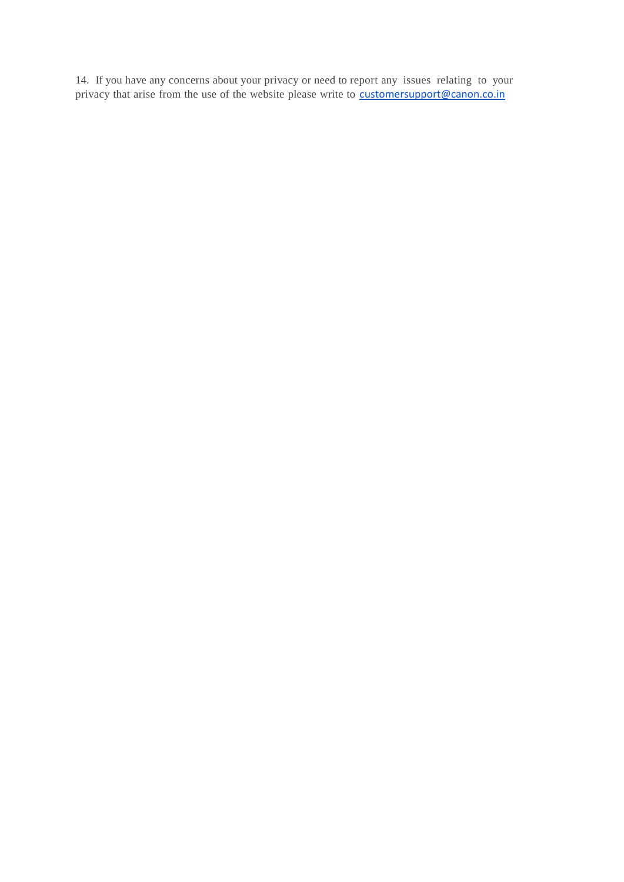14. If you have any concerns about your privacy or need to report any issues relating to your privacy that arise from the use of the website please write to customersupport@canon.co.in